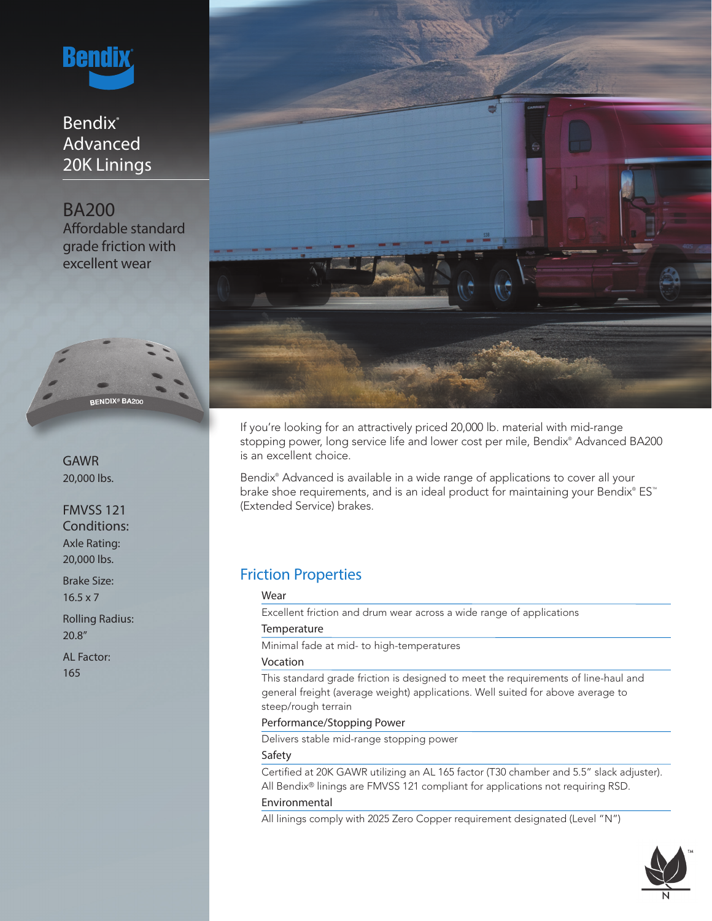# Bendix® Advanced 20K Linings

## BA200

Affordable standard grade friction with excellent wear

GAWR
20,000 lbs.

FMVSS 121 Conditions:

Axle Rating:
20,000 lbs.

Brake Size:
16.5 x 7

Rolling Radius:
20.8"

AL Factor:
165

If you're looking for an attractively priced 20,000 lb. material with mid-range stopping power, long service life and lower cost per mile, Bendix® Advanced BA200 is an excellent choice.

Bendix® Advanced is available in a wide range of applications to cover all your brake shoe requirements, and is an ideal product for maintaining your Bendix® ES™ (Extended Service) brakes.

## Friction Properties

**Wear**

Excellent friction and drum wear across a wide range of applications

**Temperature**

Minimal fade at mid- to high-temperatures

**Vocation**

This standard grade friction is designed to meet the requirements of line-haul and general freight (average weight) applications. Well suited for above average to steep/rough terrain

**Performance/Stopping Power**

Delivers stable mid-range stopping power

**Safety**

Certified at 20K GAWR utilizing an AL 165 factor (T30 chamber and 5.5" slack adjuster). All Bendix® linings are FMVSS 121 compliant for applications not requiring RSD.

**Environmental**

All linings comply with 2025 Zero Copper requirement designated (Level "N")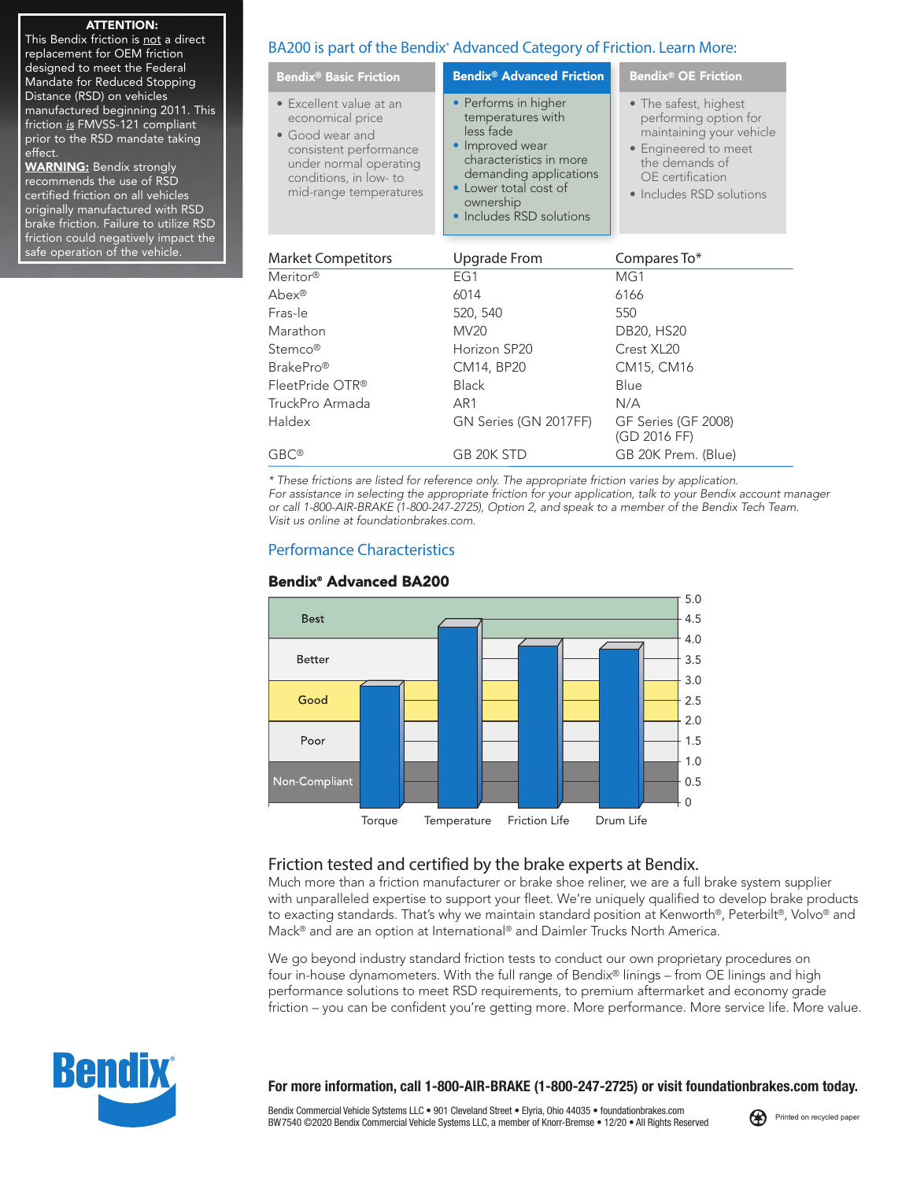**ATTENTION:**
This Bendix friction is not a direct replacement for OEM friction designed to meet the Federal Mandate for Reduced Stopping Distance (RSD) on vehicles manufactured beginning 2011. This friction *is* FMVSS-121 compliant prior to the RSD mandate taking effect.
**WARNING:** Bendix strongly recommends the use of RSD certified friction on all vehicles originally manufactured with RSD brake friction. Failure to utilize RSD friction could negatively impact the safe operation of the vehicle.

## BA200 is part of the Bendix® Advanced Category of Friction. Learn More:

| Bendix® Basic Friction | Bendix® Advanced Friction | Bendix® OE Friction |
|---|---|---|
| • Excellent value at an economical price<br>• Good wear and consistent performance under normal operating conditions, in low- to mid-range temperatures | • Performs in higher temperatures with less fade<br>• Improved wear characteristics in more demanding applications<br>• Lower total cost of ownership<br>• Includes RSD solutions | • The safest, highest performing option for maintaining your vehicle<br>• Engineered to meet the demands of OE certification<br>• Includes RSD solutions |

| Market Competitors | Upgrade From | Compares To* |
|---|---|---|
| Meritor® | EG1 | MG1 |
| Abex® | 6014 | 6166 |
| Fras-le | 520, 540 | 550 |
| Marathon | MV20 | DB20, HS20 |
| Stemco® | Horizon SP20 | Crest XL20 |
| BrakePro® | CM14, BP20 | CM15, CM16 |
| FleetPride OTR® | Black | Blue |
| TruckPro Armada | AR1 | N/A |
| Haldex | GN Series (GN 2017FF) | GF Series (GF 2008) (GD 2016 FF) |
| GBC® | GB 20K STD | GB 20K Prem. (Blue) |

*\* These frictions are listed for reference only. The appropriate friction varies by application. For assistance in selecting the appropriate friction for your application, talk to your Bendix account manager or call 1-800-AIR-BRAKE (1-800-247-2725), Option 2, and speak to a member of the Bendix Tech Team. Visit us online at foundationbrakes.com.*

## Performance Characteristics

### Bendix® Advanced BA200

Best
Better
Good
Poor
Non-Compliant

5.0
4.5
4.0
3.5
3.0
2.5
2.0
1.5
1.0
0.5
0

Torque
Temperature
Friction Life
Drum Life

## Friction tested and certified by the brake experts at Bendix.

Much more than a friction manufacturer or brake shoe reliner, we are a full brake system supplier with unparalleled expertise to support your fleet. We're uniquely qualified to develop brake products to exacting standards. That's why we maintain standard position at Kenworth®, Peterbilt®, Volvo® and Mack® and are an option at International® and Daimler Trucks North America.

We go beyond industry standard friction tests to conduct our own proprietary procedures on four in-house dynamometers. With the full range of Bendix® linings – from OE linings and high performance solutions to meet RSD requirements, to premium aftermarket and economy grade friction – you can be confident you're getting more. More performance. More service life. More value.

**For more information, call 1-800-AIR-BRAKE (1-800-247-2725) or visit foundationbrakes.com today.**

Bendix Commercial Vehicle Systems LLC • 901 Cleveland Street • Elyria, Ohio 44035 • foundationbrakes.com
BW7540 ©2020 Bendix Commercial Vehicle Systems LLC, a member of Knorr-Bremse • 12/20 • All Rights Reserved

Printed on recycled paper